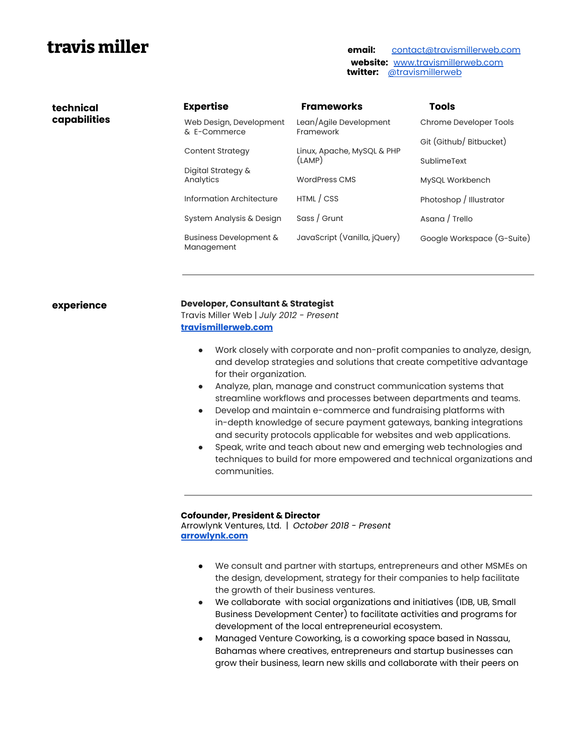# travis miller

**email:** contact@travismillerweb.com
**website:** www.travismillerweb.com
**twitter:** @travismillerweb

## technical capabilities

| Expertise | Frameworks | Tools |
| --- | --- | --- |
| Web Design, Development & E-Commerce | Lean/Agile Development Framework | Chrome Developer Tools |
| Content Strategy | Linux, Apache, MySQL & PHP (LAMP) | Git (Github/ Bitbucket) |
| Digital Strategy & Analytics | WordPress CMS | SublimeText |
| Information Architecture | HTML / CSS | MySQL Workbench |
| System Analysis & Design | Sass / Grunt | Photoshop / Illustrator |
| Business Development & Management | JavaScript (Vanilla, jQuery) | Asana / Trello |
| | | Google Workspace (G-Suite) |

---

## experience

**Developer, Consultant & Strategist**
Travis Miller Web | *July 2012 - Present*
**travismillerweb.com**

- Work closely with corporate and non-profit companies to analyze, design, and develop strategies and solutions that create competitive advantage for their organization.
- Analyze, plan, manage and construct communication systems that streamline workflows and processes between departments and teams.
- Develop and maintain e-commerce and fundraising platforms with in-depth knowledge of secure payment gateways, banking integrations and security protocols applicable for websites and web applications.
- Speak, write and teach about new and emerging web technologies and techniques to build for more empowered and technical organizations and communities.

---

**Cofounder, President & Director**
Arrowlynk Ventures, Ltd. | *October 2018 - Present*
**arrowlynk.com**

- We consult and partner with startups, entrepreneurs and other MSMEs on the design, development, strategy for their companies to help facilitate the growth of their business ventures.
- We collaborate with social organizations and initiatives (IDB, UB, Small Business Development Center) to facilitate activities and programs for development of the local entrepreneurial ecosystem.
- Managed Venture Coworking, is a coworking space based in Nassau, Bahamas where creatives, entrepreneurs and startup businesses can grow their business, learn new skills and collaborate with their peers on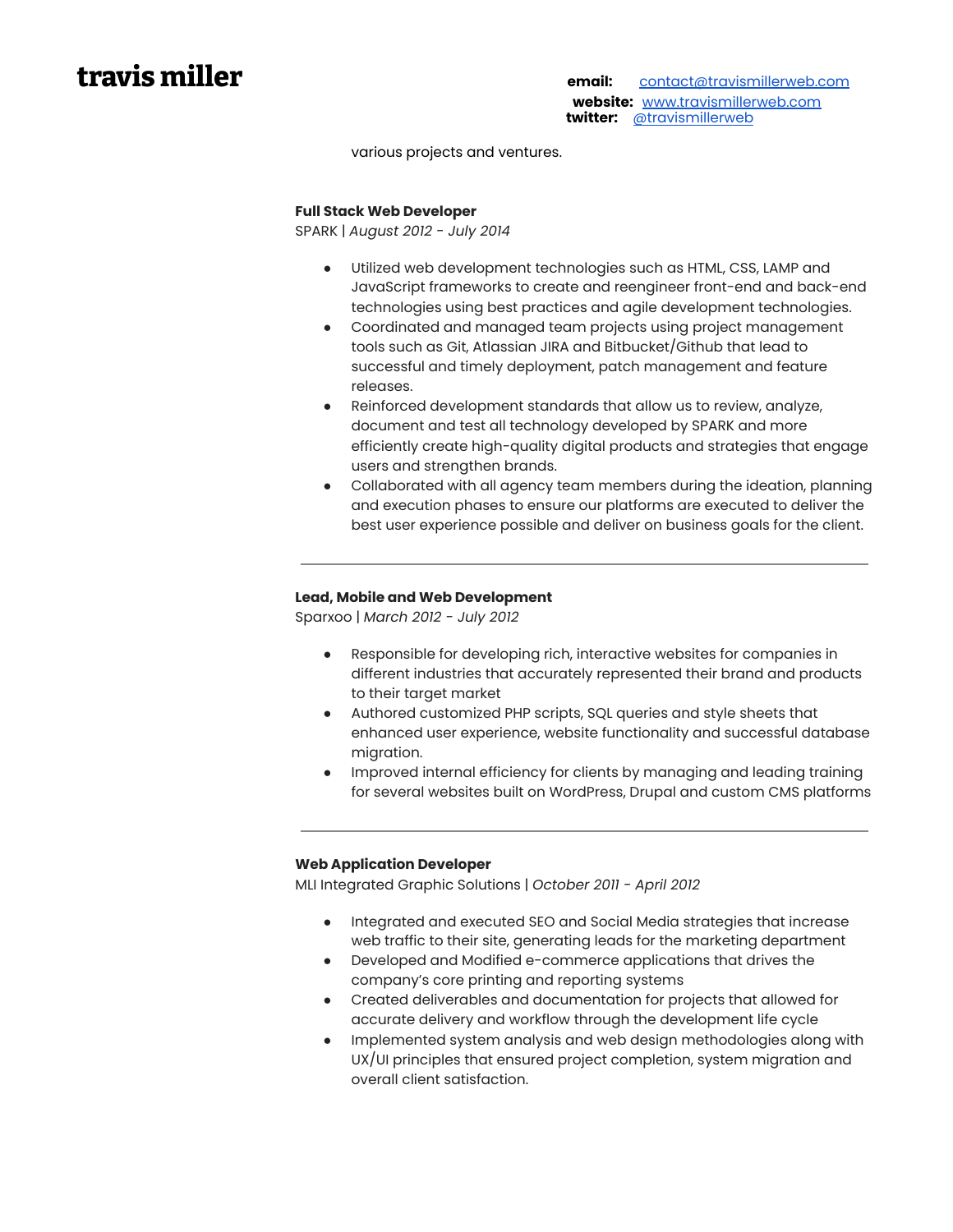# travis miller

**email:** contact@travismillerweb.com
**website:** www.travismillerweb.com
**twitter:** @travismillerweb

various projects and ventures.

**Full Stack Web Developer**
SPARK | *August 2012 - July 2014*

- Utilized web development technologies such as HTML, CSS, LAMP and JavaScript frameworks to create and reengineer front-end and back-end technologies using best practices and agile development technologies.
- Coordinated and managed team projects using project management tools such as Git, Atlassian JIRA and Bitbucket/Github that lead to successful and timely deployment, patch management and feature releases.
- Reinforced development standards that allow us to review, analyze, document and test all technology developed by SPARK and more efficiently create high-quality digital products and strategies that engage users and strengthen brands.
- Collaborated with all agency team members during the ideation, planning and execution phases to ensure our platforms are executed to deliver the best user experience possible and deliver on business goals for the client.

---

**Lead, Mobile and Web Development**
Sparxoo | *March 2012 - July 2012*

- Responsible for developing rich, interactive websites for companies in different industries that accurately represented their brand and products to their target market
- Authored customized PHP scripts, SQL queries and style sheets that enhanced user experience, website functionality and successful database migration.
- Improved internal efficiency for clients by managing and leading training for several websites built on WordPress, Drupal and custom CMS platforms

---

**Web Application Developer**
MLI Integrated Graphic Solutions | *October 2011 - April 2012*

- Integrated and executed SEO and Social Media strategies that increase web traffic to their site, generating leads for the marketing department
- Developed and Modified e-commerce applications that drives the company's core printing and reporting systems
- Created deliverables and documentation for projects that allowed for accurate delivery and workflow through the development life cycle
- Implemented system analysis and web design methodologies along with UX/UI principles that ensured project completion, system migration and overall client satisfaction.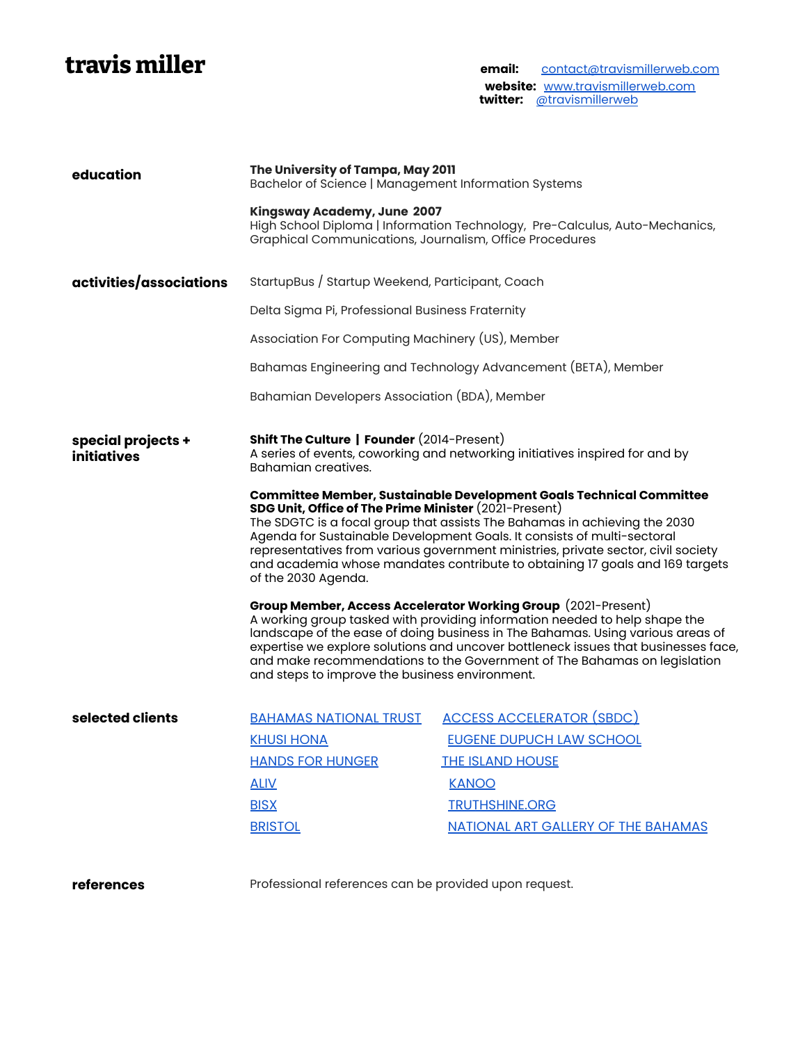# travis miller

**email:** contact@travismillerweb.com
**website:** www.travismillerweb.com
**twitter:** @travismillerweb

## education

**The University of Tampa, May 2011**
Bachelor of Science | Management Information Systems

**Kingsway Academy, June 2007**
High School Diploma | Information Technology, Pre-Calculus, Auto-Mechanics, Graphical Communications, Journalism, Office Procedures

## activities/associations

StartupBus / Startup Weekend, Participant, Coach

Delta Sigma Pi, Professional Business Fraternity

Association For Computing Machinery (US), Member

Bahamas Engineering and Technology Advancement (BETA), Member

Bahamian Developers Association (BDA), Member

## special projects + initiatives

**Shift The Culture | Founder** (2014-Present)
A series of events, coworking and networking initiatives inspired for and by Bahamian creatives.

**Committee Member, Sustainable Development Goals Technical Committee**
**SDG Unit, Office of The Prime Minister** (2021-Present)
The SDGTC is a focal group that assists The Bahamas in achieving the 2030 Agenda for Sustainable Development Goals. It consists of multi-sectoral representatives from various government ministries, private sector, civil society and academia whose mandates contribute to obtaining 17 goals and 169 targets of the 2030 Agenda.

**Group Member, Access Accelerator Working Group** (2021-Present)
A working group tasked with providing information needed to help shape the landscape of the ease of doing business in The Bahamas. Using various areas of expertise we explore solutions and uncover bottleneck issues that businesses face, and make recommendations to the Government of The Bahamas on legislation and steps to improve the business environment.

## selected clients

BAHAMAS NATIONAL TRUST
ACCESS ACCELERATOR (SBDC)
KHUSI HONA
EUGENE DUPUCH LAW SCHOOL
HANDS FOR HUNGER
THE ISLAND HOUSE
ALIV
KANOO
BISX
TRUTHSHINE.ORG
BRISTOL
NATIONAL ART GALLERY OF THE BAHAMAS

## references

Professional references can be provided upon request.